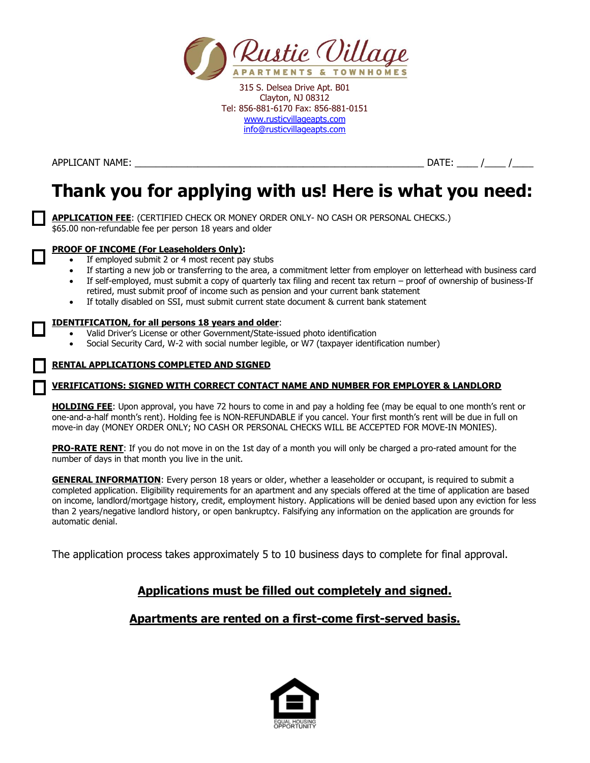# Rustic Village

APARTMENTS & TOWNHOMES

315 S. Delsea Drive Apt. B01
Clayton, NJ 08312
Tel: 856-881-6170 Fax: 856-881-0151
www.rusticvillageapts.com
info@rusticvillageapts.com

APPLICANT NAME: ______________________________________________________ DATE: ____ /____ /____

# Thank you for applying with us! Here is what you need:

☐ **APPLICATION FEE**: (CERTIFIED CHECK OR MONEY ORDER ONLY- NO CASH OR PERSONAL CHECKS.)
$65.00 non-refundable fee per person 18 years and older

☐ **PROOF OF INCOME (For Leaseholders Only):**

- If employed submit 2 or 4 most recent pay stubs
- If starting a new job or transferring to the area, a commitment letter from employer on letterhead with business card
- If self-employed, must submit a copy of quarterly tax filing and recent tax return – proof of ownership of business-If retired, must submit proof of income such as pension and your current bank statement
- If totally disabled on SSI, must submit current state document & current bank statement

☐ **IDENTIFICATION, for all persons 18 years and older**:

- Valid Driver's License or other Government/State-issued photo identification
- Social Security Card, W-2 with social number legible, or W7 (taxpayer identification number)

☐ **RENTAL APPLICATIONS COMPLETED AND SIGNED**

☐ **VERIFICATIONS: SIGNED WITH CORRECT CONTACT NAME AND NUMBER FOR EMPLOYER & LANDLORD**

**HOLDING FEE**: Upon approval, you have 72 hours to come in and pay a holding fee (may be equal to one month's rent or one-and-a-half month's rent). Holding fee is NON-REFUNDABLE if you cancel. Your first month's rent will be due in full on move-in day (MONEY ORDER ONLY; NO CASH OR PERSONAL CHECKS WILL BE ACCEPTED FOR MOVE-IN MONIES).

**PRO-RATE RENT**: If you do not move in on the 1st day of a month you will only be charged a pro-rated amount for the number of days in that month you live in the unit.

**GENERAL INFORMATION**: Every person 18 years or older, whether a leaseholder or occupant, is required to submit a completed application. Eligibility requirements for an apartment and any specials offered at the time of application are based on income, landlord/mortgage history, credit, employment history. Applications will be denied based upon any eviction for less than 2 years/negative landlord history, or open bankruptcy. Falsifying any information on the application are grounds for automatic denial.

The application process takes approximately 5 to 10 business days to complete for final approval.

**Applications must be filled out completely and signed.**

**Apartments are rented on a first-come first-served basis.**

EQUAL HOUSING OPPORTUNITY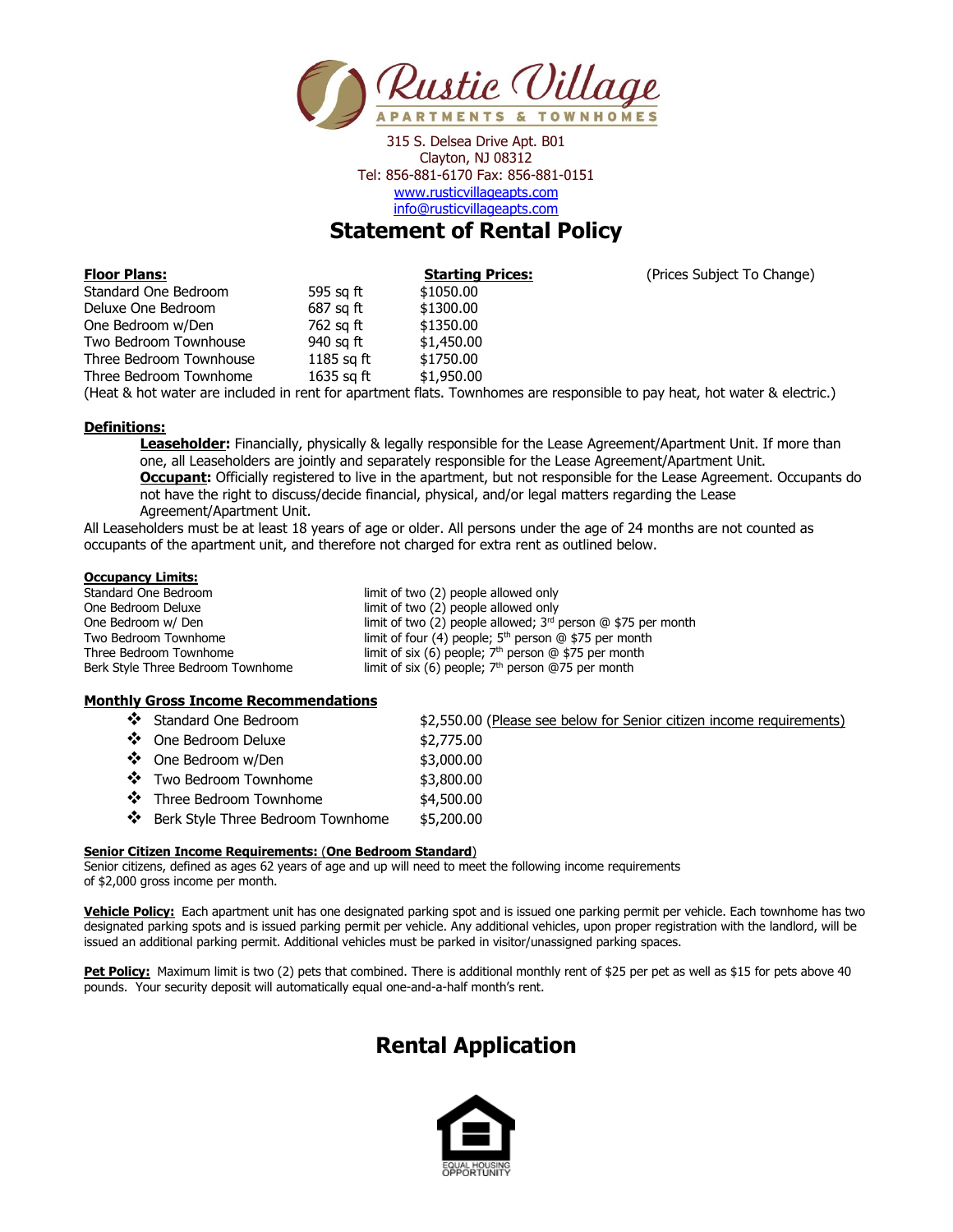# Rustic Village

APARTMENTS & TOWNHOMES

315 S. Delsea Drive Apt. B01
Clayton, NJ 08312
Tel: 856-881-6170 Fax: 856-881-0151
www.rusticvillageapts.com
info@rusticvillageapts.com

## Statement of Rental Policy

| **Floor Plans:** | | **Starting Prices:** | (Prices Subject To Change) |
|---|---|---|---|
| Standard One Bedroom | 595 sq ft | $1050.00 | |
| Deluxe One Bedroom | 687 sq ft | $1300.00 | |
| One Bedroom w/Den | 762 sq ft | $1350.00 | |
| Two Bedroom Townhouse | 940 sq ft | $1,450.00 | |
| Three Bedroom Townhouse | 1185 sq ft | $1750.00 | |
| Three Bedroom Townhome | 1635 sq ft | $1,950.00 | |

(Heat & hot water are included in rent for apartment flats. Townhomes are responsible to pay heat, hot water & electric.)

**Definitions:**

> **Leaseholder:** Financially, physically & legally responsible for the Lease Agreement/Apartment Unit. If more than one, all Leaseholders are jointly and separately responsible for the Lease Agreement/Apartment Unit.
>
> **Occupant:** Officially registered to live in the apartment, but not responsible for the Lease Agreement. Occupants do not have the right to discuss/decide financial, physical, and/or legal matters regarding the Lease Agreement/Apartment Unit.

All Leaseholders must be at least 18 years of age or older. All persons under the age of 24 months are not counted as occupants of the apartment unit, and therefore not charged for extra rent as outlined below.

**Occupancy Limits:**

| | |
|---|---|
| Standard One Bedroom | limit of two (2) people allowed only |
| One Bedroom Deluxe | limit of two (2) people allowed only |
| One Bedroom w/ Den | limit of two (2) people allowed; 3rd person @ $75 per month |
| Two Bedroom Townhome | limit of four (4) people; 5th person @ $75 per month |
| Three Bedroom Townhome | limit of six (6) people; 7th person @ $75 per month |
| Berk Style Three Bedroom Townhome | limit of six (6) people; 7th person @75 per month |

**Monthly Gross Income Recommendations**

- Standard One Bedroom — $2,550.00 (Please see below for Senior citizen income requirements)
- One Bedroom Deluxe — $2,775.00
- One Bedroom w/Den — $3,000.00
- Two Bedroom Townhome — $3,800.00
- Three Bedroom Townhome — $4,500.00
- Berk Style Three Bedroom Townhome — $5,200.00

**Senior Citizen Income Requirements: (One Bedroom Standard)**
Senior citizens, defined as ages 62 years of age and up will need to meet the following income requirements of $2,000 gross income per month.

**Vehicle Policy:** Each apartment unit has one designated parking spot and is issued one parking permit per vehicle. Each townhome has two designated parking spots and is issued parking permit per vehicle. Any additional vehicles, upon proper registration with the landlord, will be issued an additional parking permit. Additional vehicles must be parked in visitor/unassigned parking spaces.

**Pet Policy:** Maximum limit is two (2) pets that combined. There is additional monthly rent of $25 per pet as well as $15 for pets above 40 pounds. Your security deposit will automatically equal one-and-a-half month's rent.

## Rental Application

EQUAL HOUSING OPPORTUNITY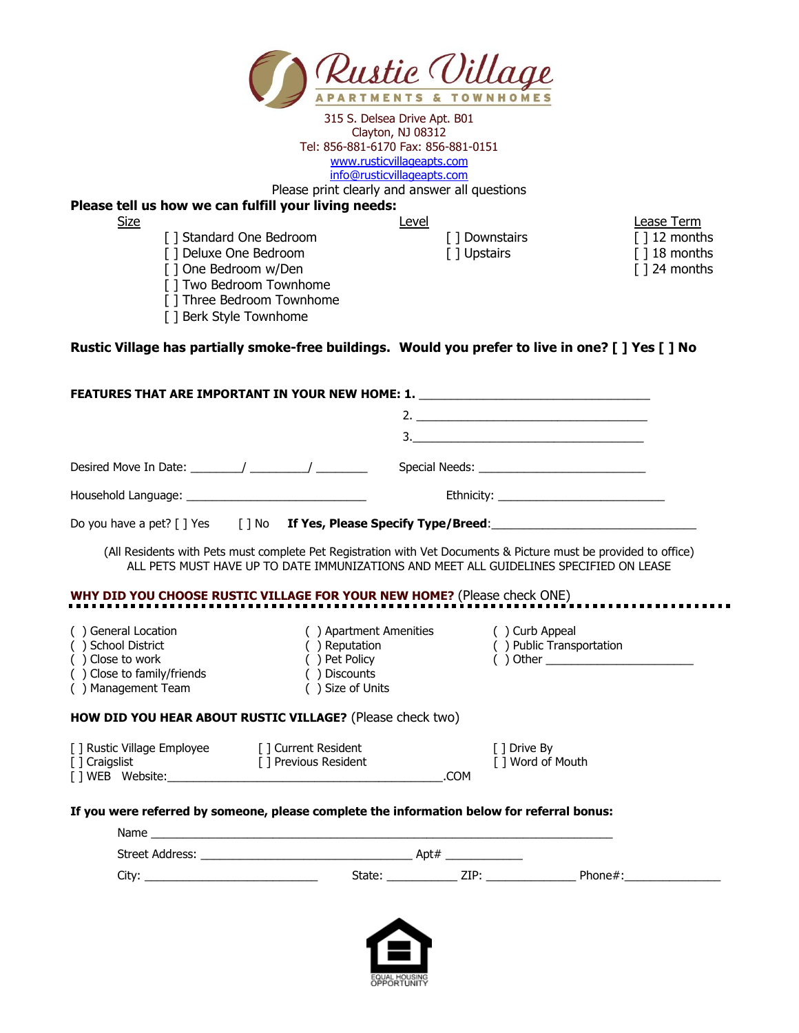# Rustic Village

**APARTMENTS & TOWNHOMES**

315 S. Delsea Drive Apt. B01
Clayton, NJ 08312
Tel: 856-881-6170 Fax: 856-881-0151
www.rusticvillageapts.com
info@rusticvillageapts.com

Please print clearly and answer all questions

**Please tell us how we can fulfill your living needs:**

| Size | Level | Lease Term |
|---|---|---|
| [ ] Standard One Bedroom | [ ] Downstairs | [ ] 12 months |
| [ ] Deluxe One Bedroom | [ ] Upstairs | [ ] 18 months |
| [ ] One Bedroom w/Den | | [ ] 24 months |
| [ ] Two Bedroom Townhome | | |
| [ ] Three Bedroom Townhome | | |
| [ ] Berk Style Townhome | | |

**Rustic Village has partially smoke-free buildings. Would you prefer to live in one? [ ] Yes [ ] No**

**FEATURES THAT ARE IMPORTANT IN YOUR NEW HOME: 1.** ___________________________________

2. ___________________________________

3. ___________________________________

Desired Move In Date: ________/ _________/ ________ Special Needs: _________________________

Household Language: ____________________________ Ethnicity: __________________________

Do you have a pet? [ ] Yes [ ] No **If Yes, Please Specify Type/Breed**:_______________________________

(All Residents with Pets must complete Pet Registration with Vet Documents & Picture must be provided to office)
ALL PETS MUST HAVE UP TO DATE IMMUNIZATIONS AND MEET ALL GUIDELINES SPECIFIED ON LEASE

**WHY DID YOU CHOOSE RUSTIC VILLAGE FOR YOUR NEW HOME?** (Please check ONE)

( ) General Location
( ) School District
( ) Close to work
( ) Close to family/friends
( ) Management Team
( ) Apartment Amenities
( ) Reputation
( ) Pet Policy
( ) Discounts
( ) Size of Units
( ) Curb Appeal
( ) Public Transportation
( ) Other ______________________

**HOW DID YOU HEAR ABOUT RUSTIC VILLAGE?** (Please check two)

[ ] Rustic Village Employee
[ ] Craigslist
[ ] WEB Website:_____________________________________________.COM
[ ] Current Resident
[ ] Previous Resident
[ ] Drive By
[ ] Word of Mouth

**If you were referred by someone, please complete the information below for referral bonus:**

Name ______________________________________________________________________

Street Address: ________________________________ Apt# ___________

City: ___________________________ State: ___________ ZIP: ______________ Phone#:_______________

EQUAL HOUSING OPPORTUNITY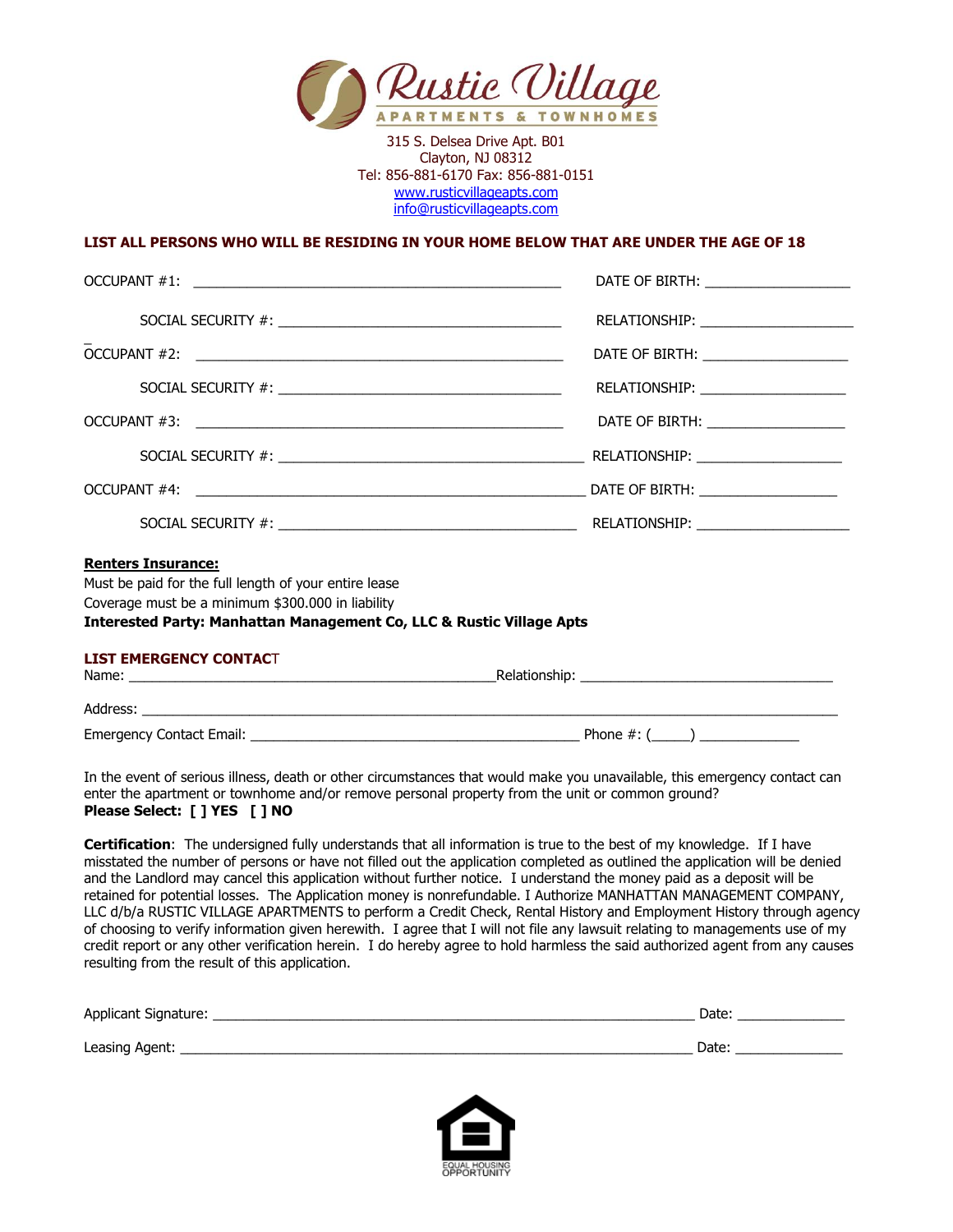# Rustic Village

APARTMENTS & TOWNHOMES

315 S. Delsea Drive Apt. B01
Clayton, NJ 08312
Tel: 856-881-6170 Fax: 856-881-0151
www.rusticvillageapts.com
info@rusticvillageapts.com

**LIST ALL PERSONS WHO WILL BE RESIDING IN YOUR HOME BELOW THAT ARE UNDER THE AGE OF 18**

OCCUPANT #1: ______________________________________________ DATE OF BIRTH: __________________

SOCIAL SECURITY #: ___________________________________ RELATIONSHIP: ____________________

OCCUPANT #2: ______________________________________________ DATE OF BIRTH: __________________

SOCIAL SECURITY #: ___________________________________ RELATIONSHIP: ____________________

OCCUPANT #3: ______________________________________________ DATE OF BIRTH: __________________

SOCIAL SECURITY #: ___________________________________ RELATIONSHIP: ____________________

OCCUPANT #4: ______________________________________________ DATE OF BIRTH: __________________

SOCIAL SECURITY #: ___________________________________ RELATIONSHIP: ____________________

**Renters Insurance:**
Must be paid for the full length of your entire lease
Coverage must be a minimum $300.000 in liability
**Interested Party: Manhattan Management Co, LLC & Rustic Village Apts**

**LIST EMERGENCY CONTACT**

Name: ______________________________________________Relationship: ________________________________

Address: ________________________________________________________________________________________

Emergency Contact Email: __________________________________________ Phone #: (_____) _____________

In the event of serious illness, death or other circumstances that would make you unavailable, this emergency contact can enter the apartment or townhome and/or remove personal property from the unit or common ground?
**Please Select: [ ] YES [ ] NO**

**Certification**: The undersigned fully understands that all information is true to the best of my knowledge. If I have misstated the number of persons or have not filled out the application completed as outlined the application will be denied and the Landlord may cancel this application without further notice. I understand the money paid as a deposit will be retained for potential losses. The Application money is nonrefundable. I Authorize MANHATTAN MANAGEMENT COMPANY, LLC d/b/a RUSTIC VILLAGE APARTMENTS to perform a Credit Check, Rental History and Employment History through agency of choosing to verify information given herewith. I agree that I will not file any lawsuit relating to managements use of my credit report or any other verification herein. I do hereby agree to hold harmless the said authorized agent from any causes resulting from the result of this application.

Applicant Signature: ____________________________________________________________ Date: ______________

Leasing Agent: ________________________________________________________________ Date: ______________

EQUAL HOUSING OPPORTUNITY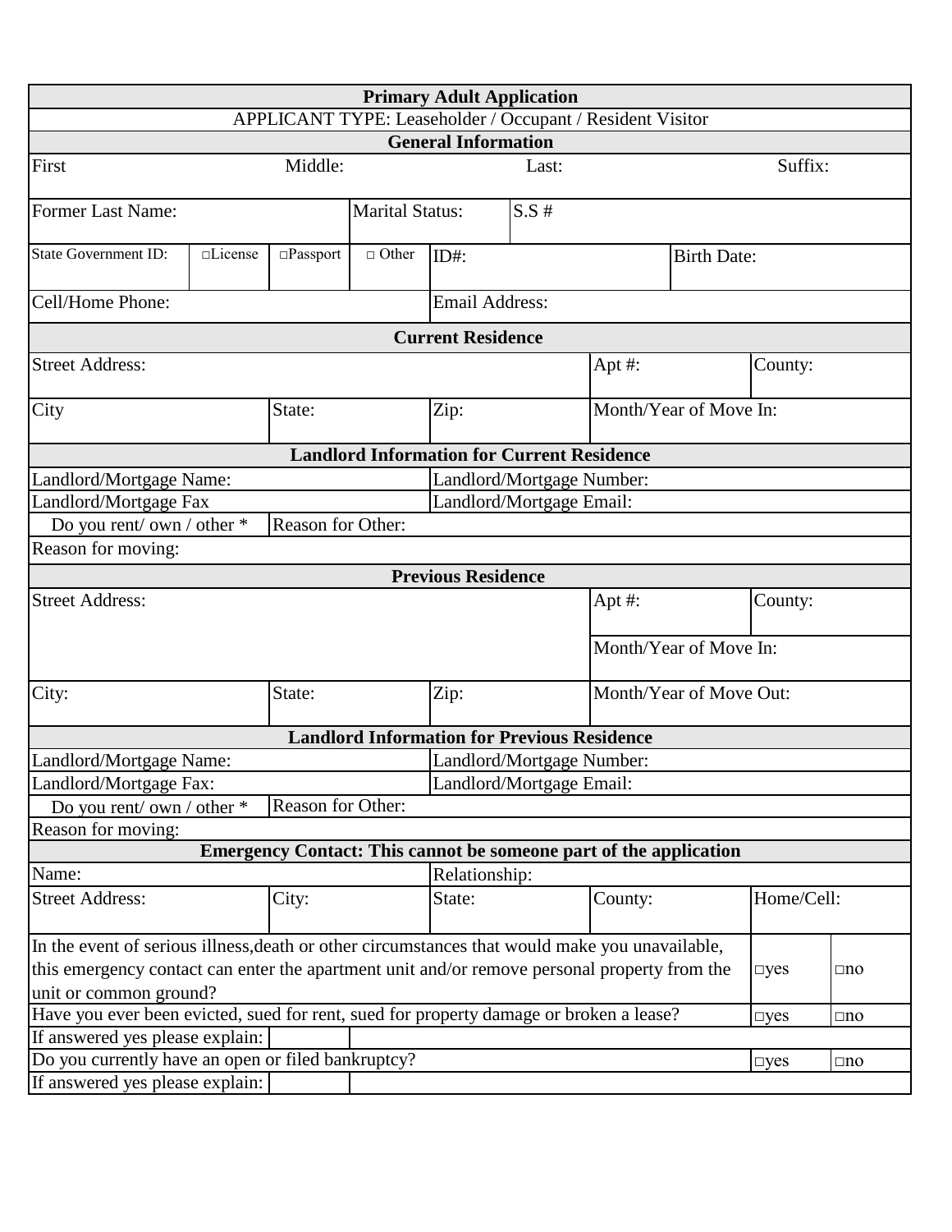## Primary Adult Application

APPLICANT TYPE: Leaseholder / Occupant / Resident Visitor

### General Information

| First | Middle: | Last: | Suffix: |
| --- | --- | --- | --- |

| Former Last Name: | Marital Status: | S.S # |
| --- | --- | --- |

| State Government ID: | □License | □Passport | □ Other | ID#: | Birth Date: |
| --- | --- | --- | --- | --- | --- |

| Cell/Home Phone: | Email Address: |
| --- | --- |

### Current Residence

| Street Address: | Apt #: | County: |
| --- | --- | --- |
| City | State: | Zip: | Month/Year of Move In: |

### Landlord Information for Current Residence

| Landlord/Mortgage Name: | Landlord/Mortgage Number: |
| --- | --- |
| Landlord/Mortgage Fax | Landlord/Mortgage Email: |
| Do you rent/ own / other * | Reason for Other: |
| Reason for moving: | |

### Previous Residence

| Street Address: | Apt #: | County: |
| --- | --- | --- |
| | Month/Year of Move In: | |
| City: | State: | Zip: | Month/Year of Move Out: |

### Landlord Information for Previous Residence

| Landlord/Mortgage Name: | Landlord/Mortgage Number: |
| --- | --- |
| Landlord/Mortgage Fax: | Landlord/Mortgage Email: |
| Do you rent/ own / other * | Reason for Other: |
| Reason for moving: | |

### Emergency Contact: This cannot be someone part of the application

| Name: | Relationship: |
| --- | --- |

| Street Address: | City: | State: | County: | Home/Cell: |
| --- | --- | --- | --- | --- |

| | | |
| --- | --- | --- |
| In the event of serious illness,death or other circumstances that would make you unavailable, this emergency contact can enter the apartment unit and/or remove personal property from the unit or common ground? | □yes | □no |
| Have you ever been evicted, sued for rent, sued for property damage or broken a lease? | □yes | □no |
| If answered yes please explain: | | |
| Do you currently have an open or filed bankruptcy? | □yes | □no |
| If answered yes please explain: | | |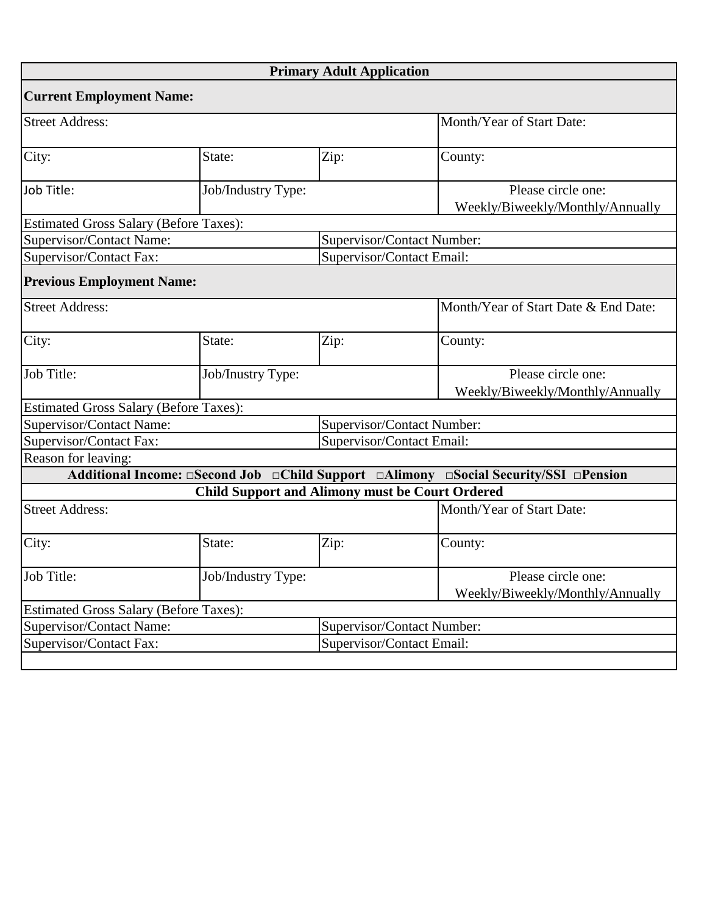| Primary Adult Application | | | |
|---|---|---|---|
| **Current Employment Name:** | | | |
| Street Address: | | | Month/Year of Start Date: |
| City: | State: | Zip: | County: |
| Job Title: | Job/Industry Type: | | Please circle one: Weekly/Biweekly/Monthly/Annually |
| Estimated Gross Salary (Before Taxes): | | | |
| Supervisor/Contact Name: | | Supervisor/Contact Number: | |
| Supervisor/Contact Fax: | | Supervisor/Contact Email: | |
| **Previous Employment Name:** | | | |
| Street Address: | | | Month/Year of Start Date & End Date: |
| City: | State: | Zip: | County: |
| Job Title: | Job/Inustry Type: | | Please circle one: Weekly/Biweekly/Monthly/Annually |
| Estimated Gross Salary (Before Taxes): | | | |
| Supervisor/Contact Name: | | Supervisor/Contact Number: | |
| Supervisor/Contact Fax: | | Supervisor/Contact Email: | |
| Reason for leaving: | | | |
| **Additional Income: □Second Job □Child Support □Alimony □Social Security/SSI □Pension** | | | |
| **Child Support and Alimony must be Court Ordered** | | | |
| Street Address: | | | Month/Year of Start Date: |
| City: | State: | Zip: | County: |
| Job Title: | Job/Industry Type: | | Please circle one: Weekly/Biweekly/Monthly/Annually |
| Estimated Gross Salary (Before Taxes): | | | |
| Supervisor/Contact Name: | | Supervisor/Contact Number: | |
| Supervisor/Contact Fax: | | Supervisor/Contact Email: | |
| | | | |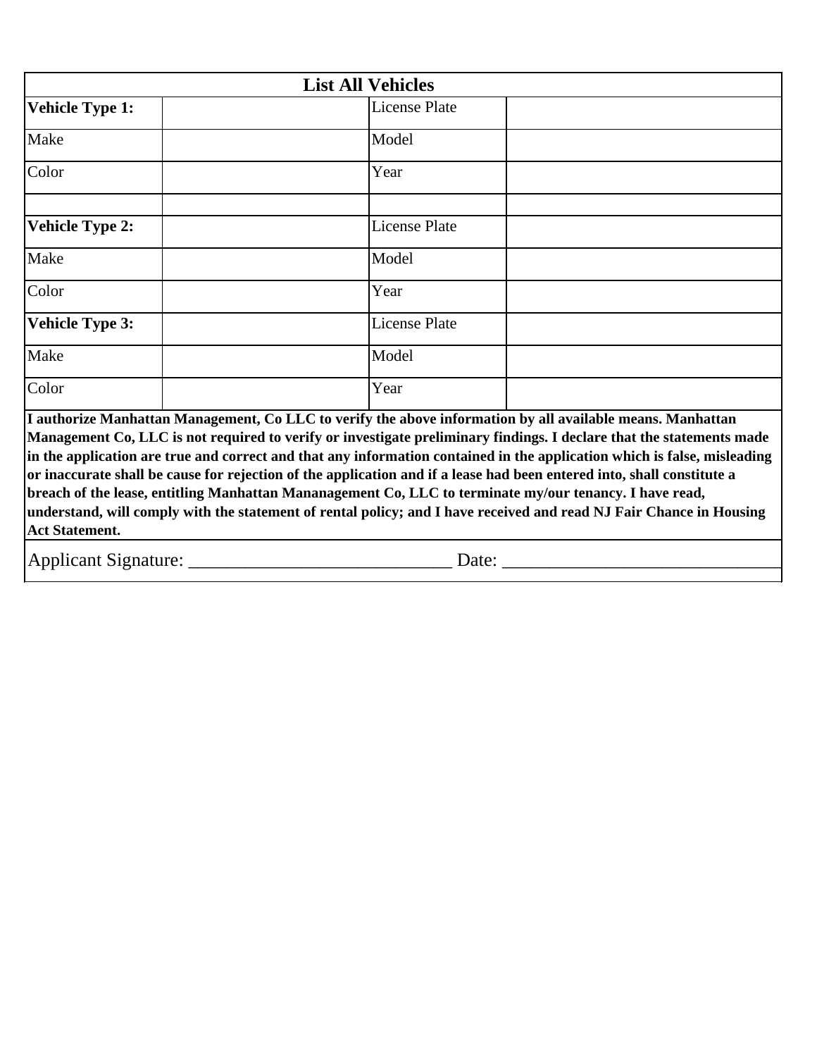| List All Vehicles | | | |
|---|---|---|---|
| **Vehicle Type 1:** | | License Plate | |
| Make | | Model | |
| Color | | Year | |
| | | | |
| **Vehicle Type 2:** | | License Plate | |
| Make | | Model | |
| Color | | Year | |
| **Vehicle Type 3:** | | License Plate | |
| Make | | Model | |
| Color | | Year | |

**I authorize Manhattan Management, Co LLC to verify the above information by all available means. Manhattan Management Co, LLC is not required to verify or investigate preliminary findings. I declare that the statements made in the application are true and correct and that any information contained in the application which is false, misleading or inaccurate shall be cause for rejection of the application and if a lease had been entered into, shall constitute a breach of the lease, entitling Manhattan Mananagement Co, LLC to terminate my/our tenancy. I have read, understand, will comply with the statement of rental policy; and I have received and read NJ Fair Chance in Housing Act Statement.**

Applicant Signature: ____________________________ Date: ______________________________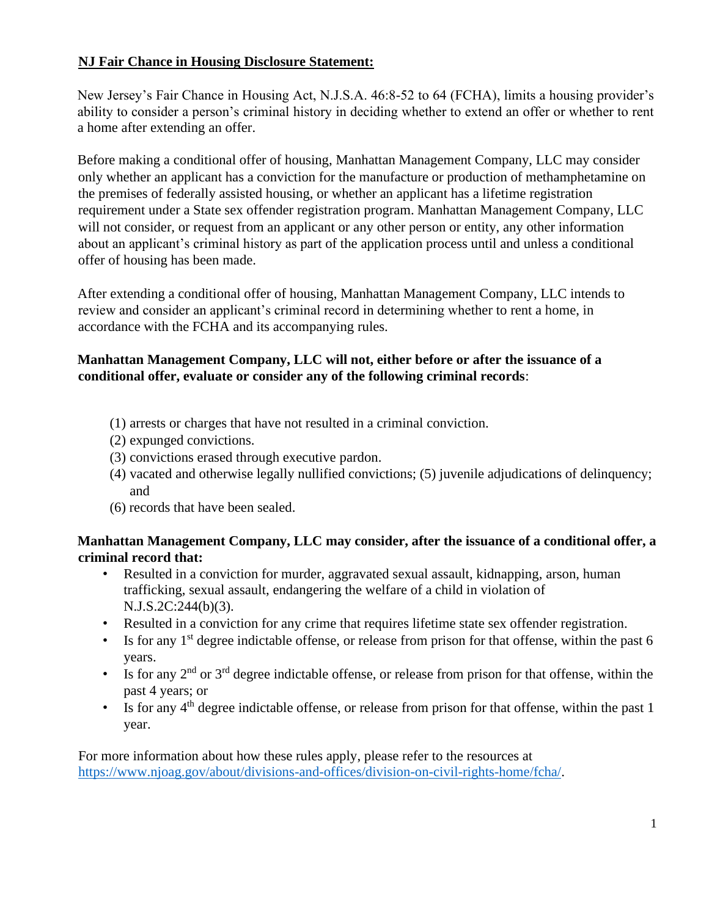**NJ Fair Chance in Housing Disclosure Statement:**

New Jersey's Fair Chance in Housing Act, N.J.S.A. 46:8-52 to 64 (FCHA), limits a housing provider's ability to consider a person's criminal history in deciding whether to extend an offer or whether to rent a home after extending an offer.

Before making a conditional offer of housing, Manhattan Management Company, LLC may consider only whether an applicant has a conviction for the manufacture or production of methamphetamine on the premises of federally assisted housing, or whether an applicant has a lifetime registration requirement under a State sex offender registration program. Manhattan Management Company, LLC will not consider, or request from an applicant or any other person or entity, any other information about an applicant's criminal history as part of the application process until and unless a conditional offer of housing has been made.

After extending a conditional offer of housing, Manhattan Management Company, LLC intends to review and consider an applicant's criminal record in determining whether to rent a home, in accordance with the FCHA and its accompanying rules.

**Manhattan Management Company, LLC will not, either before or after the issuance of a conditional offer, evaluate or consider any of the following criminal records**:

(1) arrests or charges that have not resulted in a criminal conviction.
(2) expunged convictions.
(3) convictions erased through executive pardon.
(4) vacated and otherwise legally nullified convictions; (5) juvenile adjudications of delinquency; and
(6) records that have been sealed.

**Manhattan Management Company, LLC may consider, after the issuance of a conditional offer, a criminal record that:**

- Resulted in a conviction for murder, aggravated sexual assault, kidnapping, arson, human trafficking, sexual assault, endangering the welfare of a child in violation of N.J.S.2C:244(b)(3).
- Resulted in a conviction for any crime that requires lifetime state sex offender registration.
- Is for any 1st degree indictable offense, or release from prison for that offense, within the past 6 years.
- Is for any 2nd or 3rd degree indictable offense, or release from prison for that offense, within the past 4 years; or
- Is for any 4th degree indictable offense, or release from prison for that offense, within the past 1 year.

For more information about how these rules apply, please refer to the resources at https://www.njoag.gov/about/divisions-and-offices/division-on-civil-rights-home/fcha/.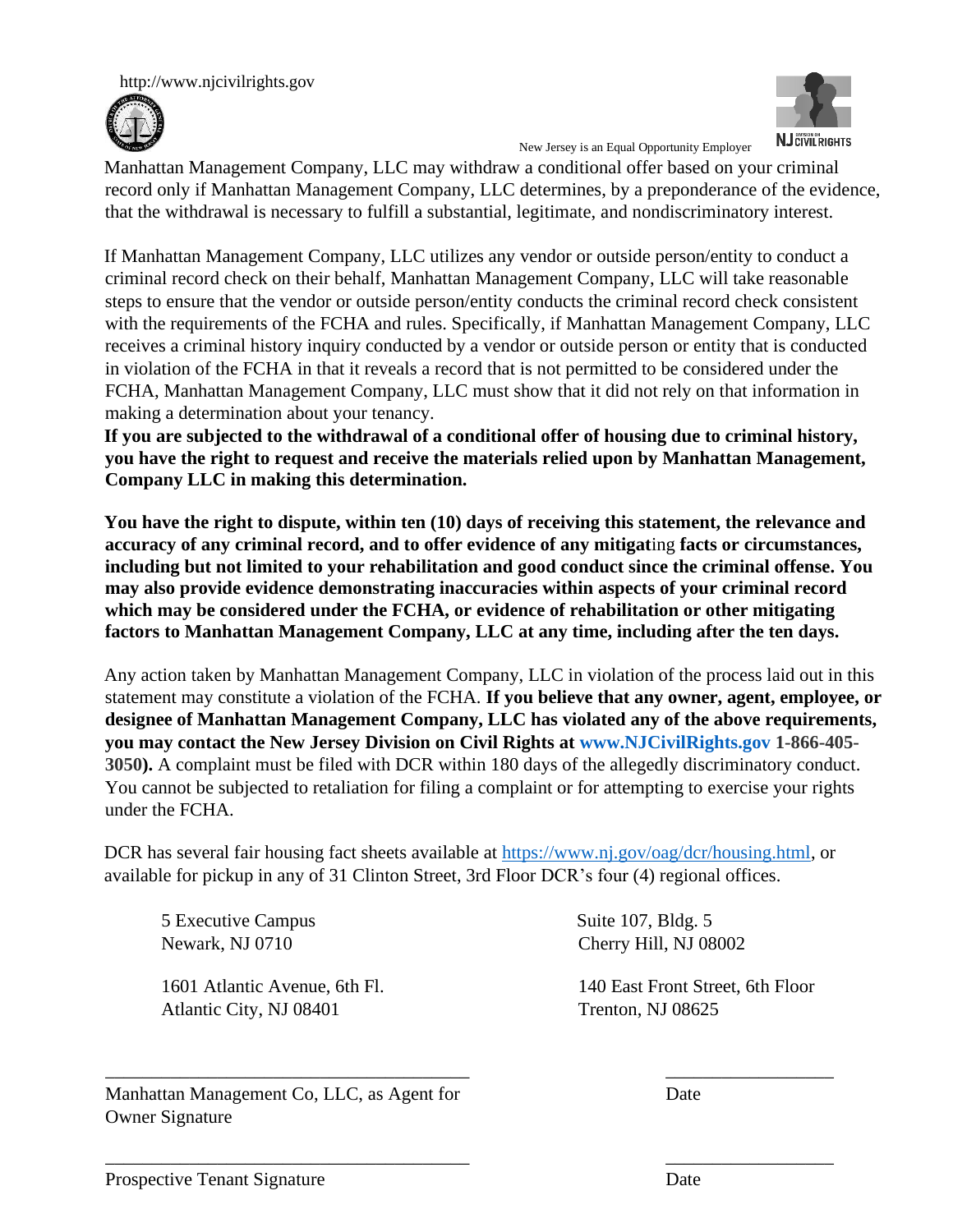http://www.njcivilrights.gov

New Jersey is an Equal Opportunity Employer

Manhattan Management Company, LLC may withdraw a conditional offer based on your criminal record only if Manhattan Management Company, LLC determines, by a preponderance of the evidence, that the withdrawal is necessary to fulfill a substantial, legitimate, and nondiscriminatory interest.

If Manhattan Management Company, LLC utilizes any vendor or outside person/entity to conduct a criminal record check on their behalf, Manhattan Management Company, LLC will take reasonable steps to ensure that the vendor or outside person/entity conducts the criminal record check consistent with the requirements of the FCHA and rules. Specifically, if Manhattan Management Company, LLC receives a criminal history inquiry conducted by a vendor or outside person or entity that is conducted in violation of the FCHA in that it reveals a record that is not permitted to be considered under the FCHA, Manhattan Management Company, LLC must show that it did not rely on that information in making a determination about your tenancy.

**If you are subjected to the withdrawal of a conditional offer of housing due to criminal history, you have the right to request and receive the materials relied upon by Manhattan Management, Company LLC in making this determination.**

**You have the right to dispute, within ten (10) days of receiving this statement, the relevance and accuracy of any criminal record, and to offer evidence of any mitigating facts or circumstances, including but not limited to your rehabilitation and good conduct since the criminal offense. You may also provide evidence demonstrating inaccuracies within aspects of your criminal record which may be considered under the FCHA, or evidence of rehabilitation or other mitigating factors to Manhattan Management Company, LLC at any time, including after the ten days.**

Any action taken by Manhattan Management Company, LLC in violation of the process laid out in this statement may constitute a violation of the FCHA. **If you believe that any owner, agent, employee, or designee of Manhattan Management Company, LLC has violated any of the above requirements, you may contact the New Jersey Division on Civil Rights at www.NJCivilRights.gov 1-866-405-3050).** A complaint must be filed with DCR within 180 days of the allegedly discriminatory conduct. You cannot be subjected to retaliation for filing a complaint or for attempting to exercise your rights under the FCHA.

DCR has several fair housing fact sheets available at https://www.nj.gov/oag/dcr/housing.html, or available for pickup in any of 31 Clinton Street, 3rd Floor DCR's four (4) regional offices.

5 Executive Campus
Newark, NJ 0710

Suite 107, Bldg. 5
Cherry Hill, NJ 08002

1601 Atlantic Avenue, 6th Fl.
Atlantic City, NJ 08401

140 East Front Street, 6th Floor
Trenton, NJ 08625

\_\_\_\_\_\_\_\_\_\_\_\_\_\_\_\_\_\_\_\_\_\_\_\_\_\_\_\_\_\_\_\_\_\_\_\_ \_\_\_\_\_\_\_\_\_\_\_\_\_\_\_\_\_\_

Manhattan Management Co, LLC, as Agent for Owner Signature — Date

\_\_\_\_\_\_\_\_\_\_\_\_\_\_\_\_\_\_\_\_\_\_\_\_\_\_\_\_\_\_\_\_\_\_\_\_ \_\_\_\_\_\_\_\_\_\_\_\_\_\_\_\_\_\_

Prospective Tenant Signature — Date